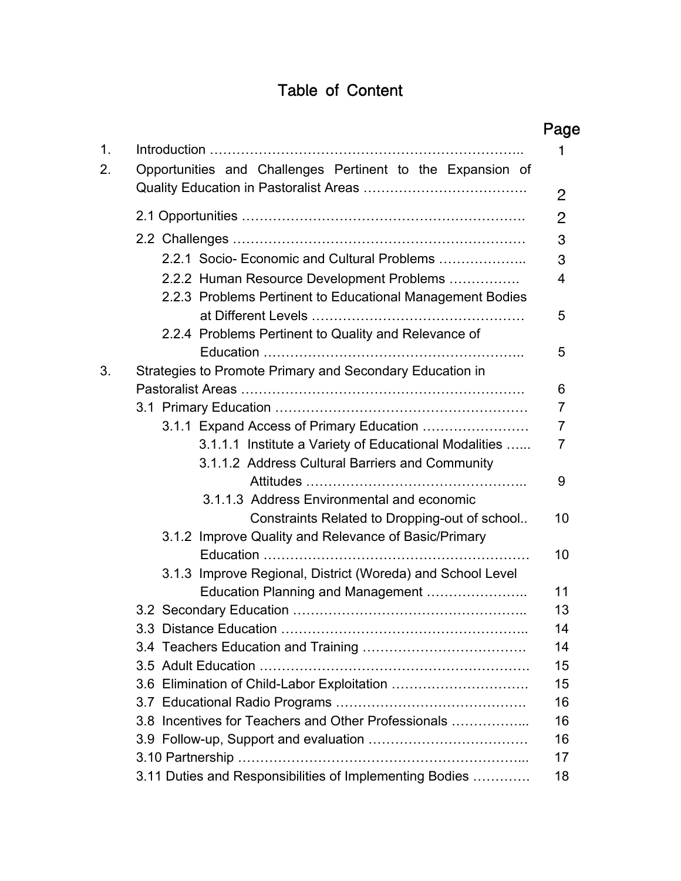# Table of Content

| | | Page |
|---|---|---|
| 1. | Introduction …………………………………………………………….. | 1 |
| 2. | Opportunities and Challenges Pertinent to the Expansion of Quality Education in Pastoralist Areas ………………………………. | 2 |
| | 2.1 Opportunities ………………………………………………………. | 2 |
| | 2.2 Challenges ………………………………………………………… | 3 |
| | 2.2.1 Socio- Economic and Cultural Problems ……………….. | 3 |
| | 2.2.2 Human Resource Development Problems ……………. | 4 |
| | 2.2.3 Problems Pertinent to Educational Management Bodies at Different Levels ………………………………………… | 5 |
| | 2.2.4 Problems Pertinent to Quality and Relevance of Education ………………………………………………….. | 5 |
| 3. | Strategies to Promote Primary and Secondary Education in Pastoralist Areas ………………………………………………………. | 6 |
| | 3.1 Primary Education ………………………………………………… | 7 |
| | 3.1.1 Expand Access of Primary Education …………………… | 7 |
| | 3.1.1.1 Institute a Variety of Educational Modalities …... | 7 |
| | 3.1.1.2 Address Cultural Barriers and Community Attitudes ………………………………………….. | 9 |
| | 3.1.1.3 Address Environmental and economic Constraints Related to Dropping-out of school.. | 10 |
| | 3.1.2 Improve Quality and Relevance of Basic/Primary Education …………………………………………………… | 10 |
| | 3.1.3 Improve Regional, District (Woreda) and School Level Education Planning and Management ………………….. | 11 |
| | 3.2 Secondary Education …………………………………………….. | 13 |
| | 3.3 Distance Education ……………………………………………….. | 14 |
| | 3.4 Teachers Education and Training ………………………………. | 14 |
| | 3.5 Adult Education ……………………………………………………. | 15 |
| | 3.6 Elimination of Child-Labor Exploitation …………………………. | 15 |
| | 3.7 Educational Radio Programs ……………………………………. | 16 |
| | 3.8 Incentives for Teachers and Other Professionals ……………... | 16 |
| | 3.9 Follow-up, Support and evaluation ……………………………… | 16 |
| | 3.10 Partnership ………………………………………………………... | 17 |
| | 3.11 Duties and Responsibilities of Implementing Bodies …………. | 18 |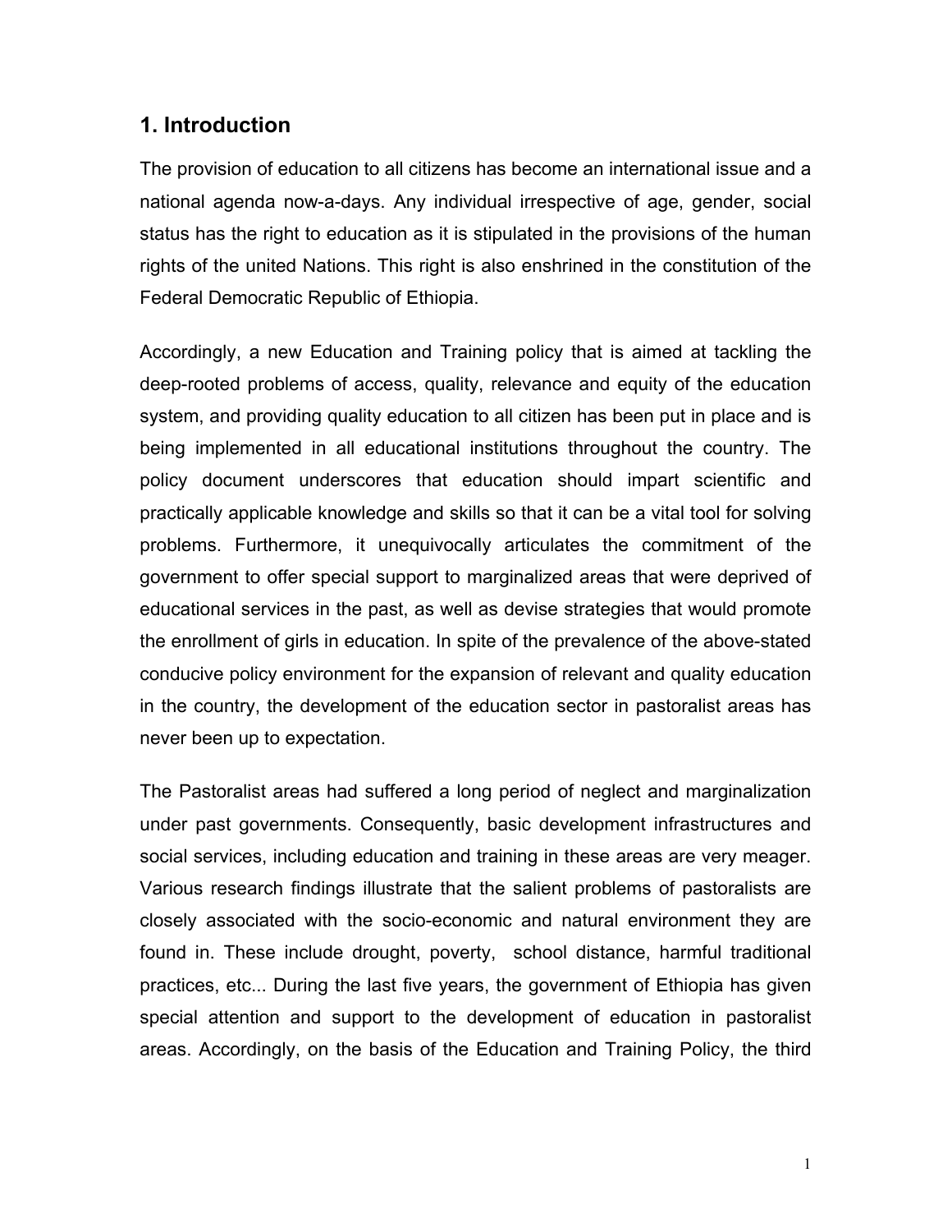## 1. Introduction

The provision of education to all citizens has become an international issue and a national agenda now-a-days. Any individual irrespective of age, gender, social status has the right to education as it is stipulated in the provisions of the human rights of the united Nations. This right is also enshrined in the constitution of the Federal Democratic Republic of Ethiopia.

Accordingly, a new Education and Training policy that is aimed at tackling the deep-rooted problems of access, quality, relevance and equity of the education system, and providing quality education to all citizen has been put in place and is being implemented in all educational institutions throughout the country. The policy document underscores that education should impart scientific and practically applicable knowledge and skills so that it can be a vital tool for solving problems. Furthermore, it unequivocally articulates the commitment of the government to offer special support to marginalized areas that were deprived of educational services in the past, as well as devise strategies that would promote the enrollment of girls in education. In spite of the prevalence of the above-stated conducive policy environment for the expansion of relevant and quality education in the country, the development of the education sector in pastoralist areas has never been up to expectation.

The Pastoralist areas had suffered a long period of neglect and marginalization under past governments. Consequently, basic development infrastructures and social services, including education and training in these areas are very meager. Various research findings illustrate that the salient problems of pastoralists are closely associated with the socio-economic and natural environment they are found in. These include drought, poverty, school distance, harmful traditional practices, etc... During the last five years, the government of Ethiopia has given special attention and support to the development of education in pastoralist areas. Accordingly, on the basis of the Education and Training Policy, the third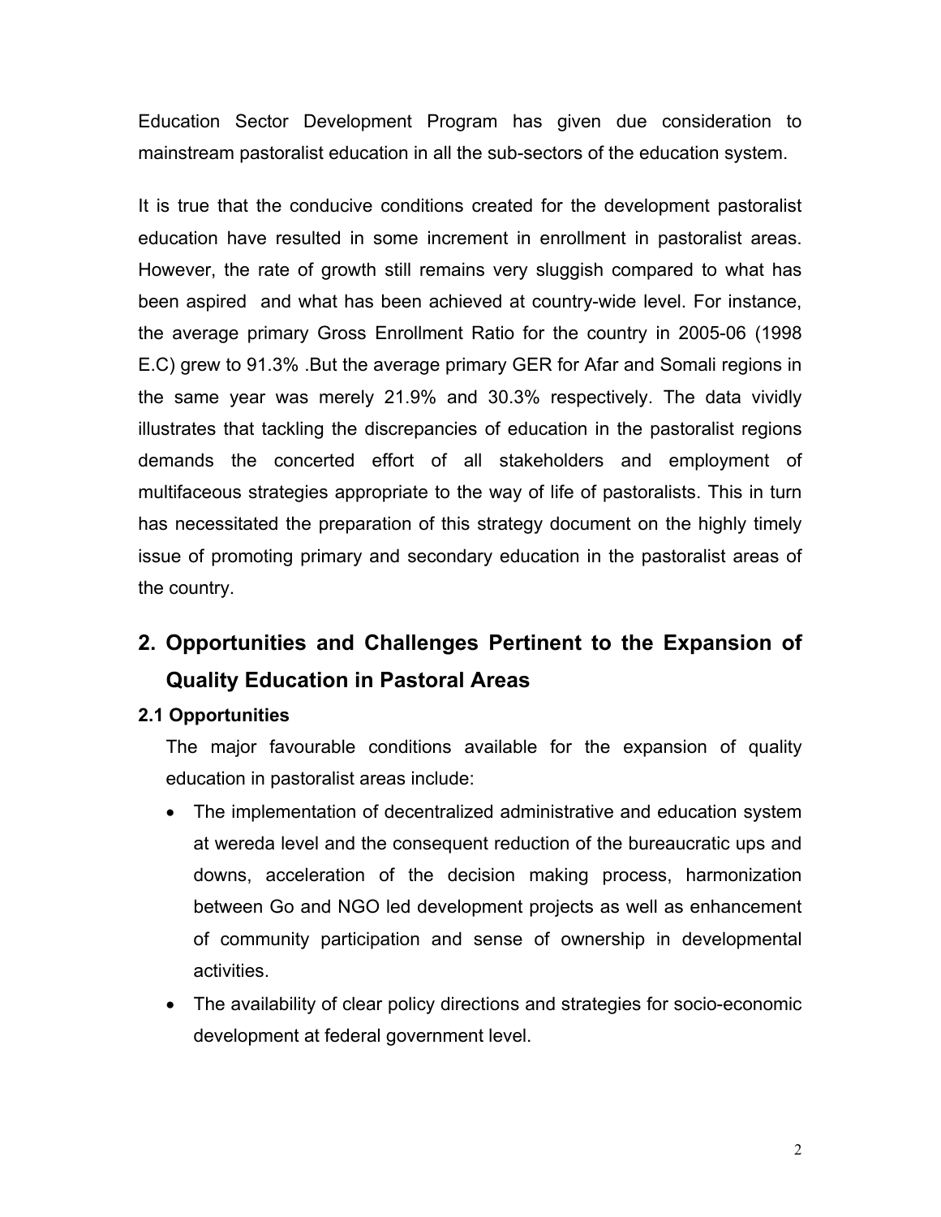Education Sector Development Program has given due consideration to mainstream pastoralist education in all the sub-sectors of the education system.

It is true that the conducive conditions created for the development pastoralist education have resulted in some increment in enrollment in pastoralist areas. However, the rate of growth still remains very sluggish compared to what has been aspired and what has been achieved at country-wide level. For instance, the average primary Gross Enrollment Ratio for the country in 2005-06 (1998 E.C) grew to 91.3% .But the average primary GER for Afar and Somali regions in the same year was merely 21.9% and 30.3% respectively. The data vividly illustrates that tackling the discrepancies of education in the pastoralist regions demands the concerted effort of all stakeholders and employment of multifaceous strategies appropriate to the way of life of pastoralists. This in turn has necessitated the preparation of this strategy document on the highly timely issue of promoting primary and secondary education in the pastoralist areas of the country.

## 2. Opportunities and Challenges Pertinent to the Expansion of Quality Education in Pastoral Areas

### 2.1 Opportunities

The major favourable conditions available for the expansion of quality education in pastoralist areas include:

- The implementation of decentralized administrative and education system at wereda level and the consequent reduction of the bureaucratic ups and downs, acceleration of the decision making process, harmonization between Go and NGO led development projects as well as enhancement of community participation and sense of ownership in developmental activities.
- The availability of clear policy directions and strategies for socio-economic development at federal government level.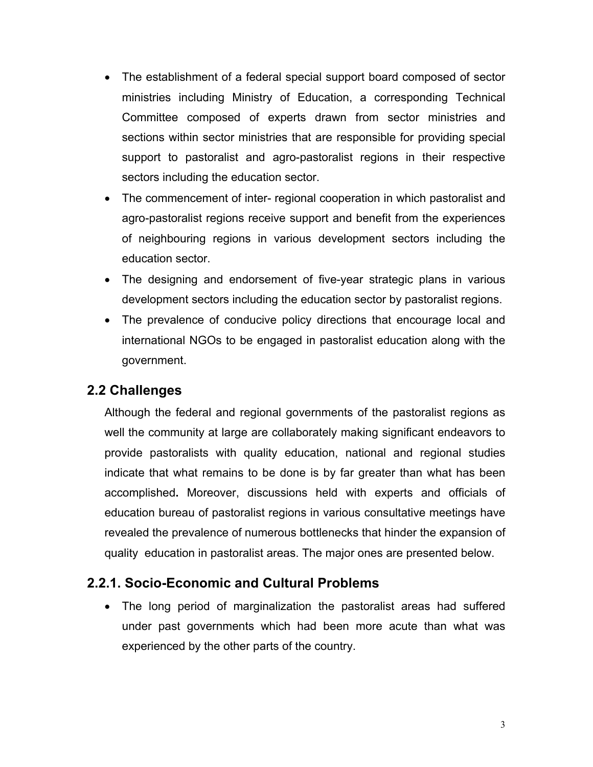- The establishment of a federal special support board composed of sector ministries including Ministry of Education, a corresponding Technical Committee composed of experts drawn from sector ministries and sections within sector ministries that are responsible for providing special support to pastoralist and agro-pastoralist regions in their respective sectors including the education sector.
- The commencement of inter- regional cooperation in which pastoralist and agro-pastoralist regions receive support and benefit from the experiences of neighbouring regions in various development sectors including the education sector.
- The designing and endorsement of five-year strategic plans in various development sectors including the education sector by pastoralist regions.
- The prevalence of conducive policy directions that encourage local and international NGOs to be engaged in pastoralist education along with the government.

## 2.2 Challenges

Although the federal and regional governments of the pastoralist regions as well the community at large are collaborately making significant endeavors to provide pastoralists with quality education, national and regional studies indicate that what remains to be done is by far greater than what has been accomplished**.** Moreover, discussions held with experts and officials of education bureau of pastoralist regions in various consultative meetings have revealed the prevalence of numerous bottlenecks that hinder the expansion of quality education in pastoralist areas. The major ones are presented below.

### 2.2.1. Socio-Economic and Cultural Problems

- The long period of marginalization the pastoralist areas had suffered under past governments which had been more acute than what was experienced by the other parts of the country.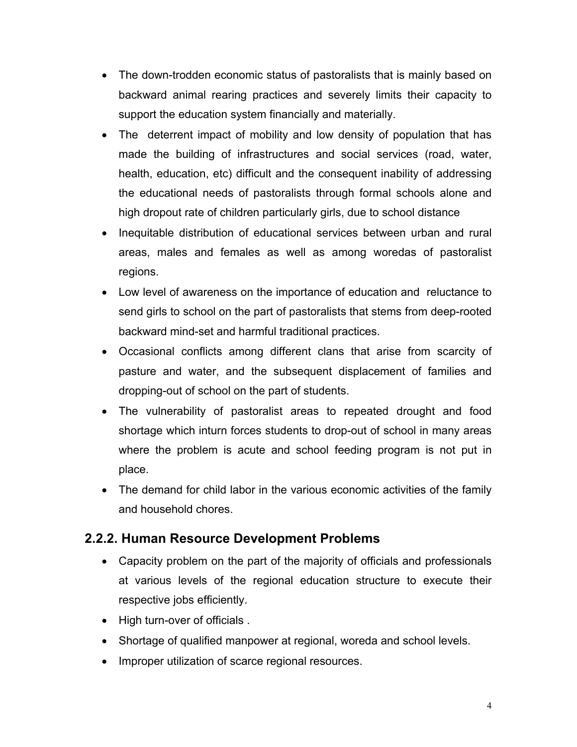- The down-trodden economic status of pastoralists that is mainly based on backward animal rearing practices and severely limits their capacity to support the education system financially and materially.
- The deterrent impact of mobility and low density of population that has made the building of infrastructures and social services (road, water, health, education, etc) difficult and the consequent inability of addressing the educational needs of pastoralists through formal schools alone and high dropout rate of children particularly girls, due to school distance
- Inequitable distribution of educational services between urban and rural areas, males and females as well as among woredas of pastoralist regions.
- Low level of awareness on the importance of education and reluctance to send girls to school on the part of pastoralists that stems from deep-rooted backward mind-set and harmful traditional practices.
- Occasional conflicts among different clans that arise from scarcity of pasture and water, and the subsequent displacement of families and dropping-out of school on the part of students.
- The vulnerability of pastoralist areas to repeated drought and food shortage which inturn forces students to drop-out of school in many areas where the problem is acute and school feeding program is not put in place.
- The demand for child labor in the various economic activities of the family and household chores.

### 2.2.2. Human Resource Development Problems

- Capacity problem on the part of the majority of officials and professionals at various levels of the regional education structure to execute their respective jobs efficiently.
- High turn-over of officials .
- Shortage of qualified manpower at regional, woreda and school levels.
- Improper utilization of scarce regional resources.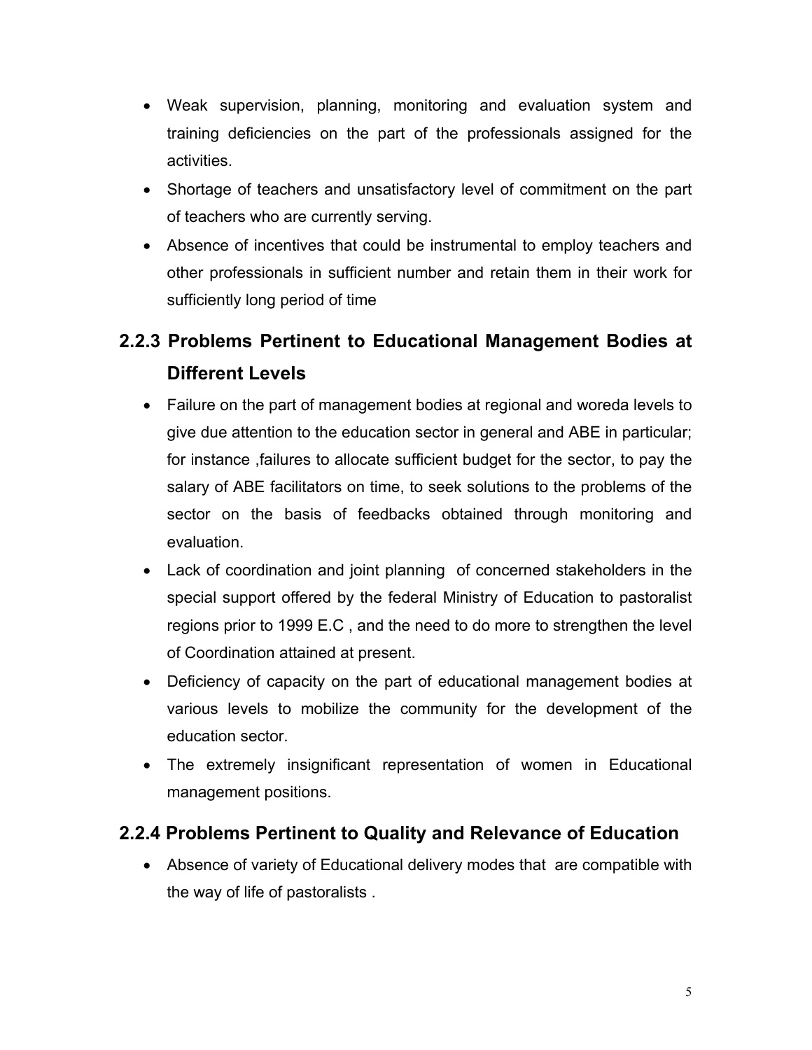- Weak supervision, planning, monitoring and evaluation system and training deficiencies on the part of the professionals assigned for the activities.
- Shortage of teachers and unsatisfactory level of commitment on the part of teachers who are currently serving.
- Absence of incentives that could be instrumental to employ teachers and other professionals in sufficient number and retain them in their work for sufficiently long period of time

### 2.2.3 Problems Pertinent to Educational Management Bodies at Different Levels

- Failure on the part of management bodies at regional and woreda levels to give due attention to the education sector in general and ABE in particular; for instance ,failures to allocate sufficient budget for the sector, to pay the salary of ABE facilitators on time, to seek solutions to the problems of the sector on the basis of feedbacks obtained through monitoring and evaluation.
- Lack of coordination and joint planning of concerned stakeholders in the special support offered by the federal Ministry of Education to pastoralist regions prior to 1999 E.C , and the need to do more to strengthen the level of Coordination attained at present.
- Deficiency of capacity on the part of educational management bodies at various levels to mobilize the community for the development of the education sector.
- The extremely insignificant representation of women in Educational management positions.

### 2.2.4 Problems Pertinent to Quality and Relevance of Education

- Absence of variety of Educational delivery modes that are compatible with the way of life of pastoralists .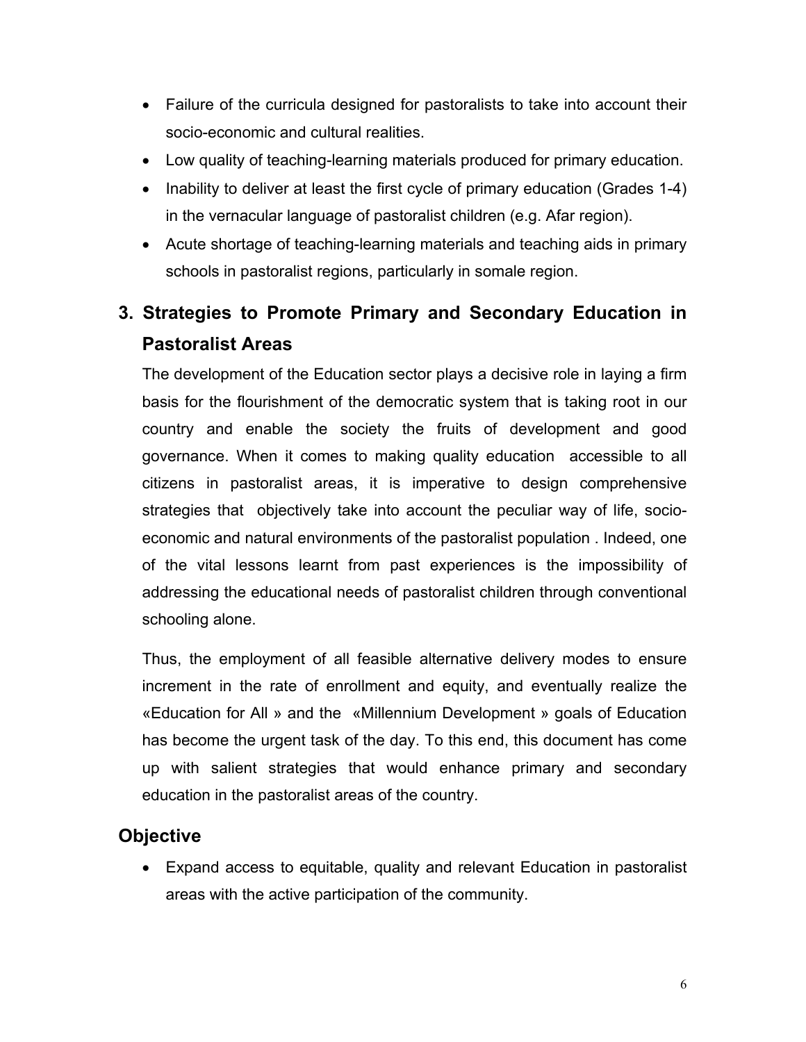- Failure of the curricula designed for pastoralists to take into account their socio-economic and cultural realities.
- Low quality of teaching-learning materials produced for primary education.
- Inability to deliver at least the first cycle of primary education (Grades 1-4) in the vernacular language of pastoralist children (e.g. Afar region).
- Acute shortage of teaching-learning materials and teaching aids in primary schools in pastoralist regions, particularly in somale region.

## 3. Strategies to Promote Primary and Secondary Education in Pastoralist Areas

The development of the Education sector plays a decisive role in laying a firm basis for the flourishment of the democratic system that is taking root in our country and enable the society the fruits of development and good governance. When it comes to making quality education accessible to all citizens in pastoralist areas, it is imperative to design comprehensive strategies that objectively take into account the peculiar way of life, socio-economic and natural environments of the pastoralist population . Indeed, one of the vital lessons learnt from past experiences is the impossibility of addressing the educational needs of pastoralist children through conventional schooling alone.

Thus, the employment of all feasible alternative delivery modes to ensure increment in the rate of enrollment and equity, and eventually realize the «Education for All » and the «Millennium Development » goals of Education has become the urgent task of the day. To this end, this document has come up with salient strategies that would enhance primary and secondary education in the pastoralist areas of the country.

## Objective

- Expand access to equitable, quality and relevant Education in pastoralist areas with the active participation of the community.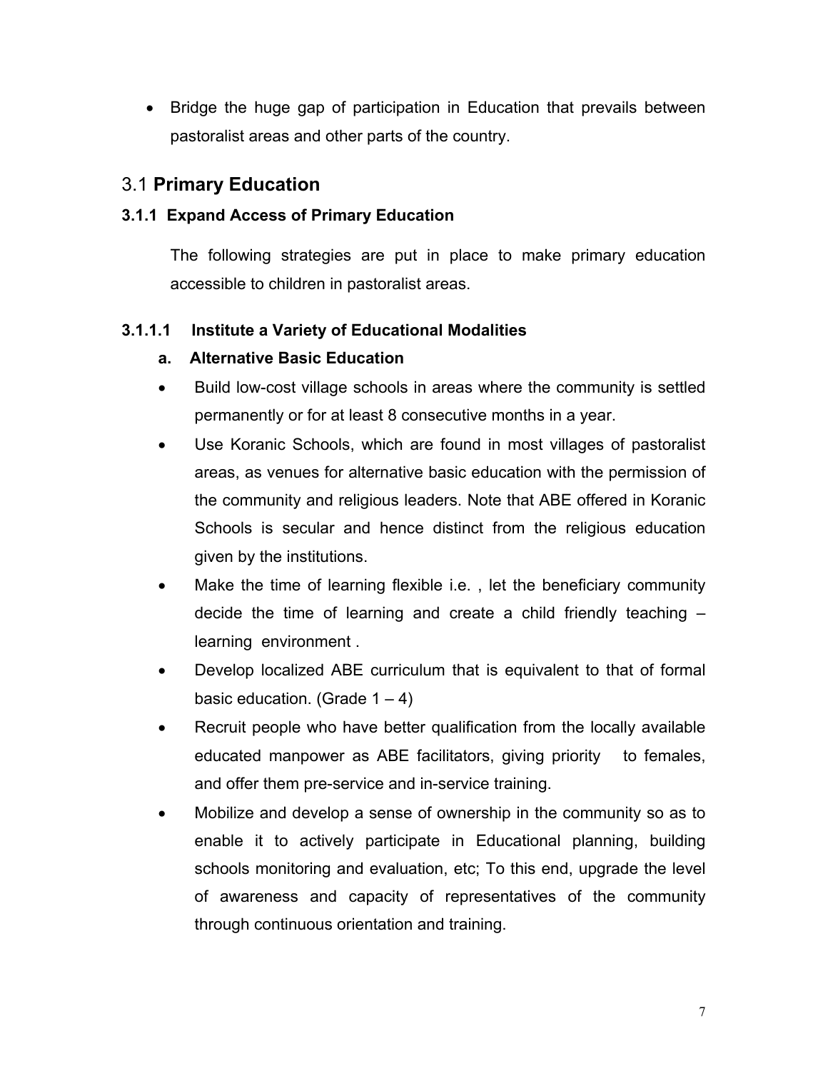- Bridge the huge gap of participation in Education that prevails between pastoralist areas and other parts of the country.

## 3.1 **Primary Education**

### 3.1.1 Expand Access of Primary Education

The following strategies are put in place to make primary education accessible to children in pastoralist areas.

#### 3.1.1.1 Institute a Variety of Educational Modalities

**a. Alternative Basic Education**

- Build low-cost village schools in areas where the community is settled permanently or for at least 8 consecutive months in a year.
- Use Koranic Schools, which are found in most villages of pastoralist areas, as venues for alternative basic education with the permission of the community and religious leaders. Note that ABE offered in Koranic Schools is secular and hence distinct from the religious education given by the institutions.
- Make the time of learning flexible i.e. , let the beneficiary community decide the time of learning and create a child friendly teaching – learning environment .
- Develop localized ABE curriculum that is equivalent to that of formal basic education. (Grade 1 – 4)
- Recruit people who have better qualification from the locally available educated manpower as ABE facilitators, giving priority to females, and offer them pre-service and in-service training.
- Mobilize and develop a sense of ownership in the community so as to enable it to actively participate in Educational planning, building schools monitoring and evaluation, etc; To this end, upgrade the level of awareness and capacity of representatives of the community through continuous orientation and training.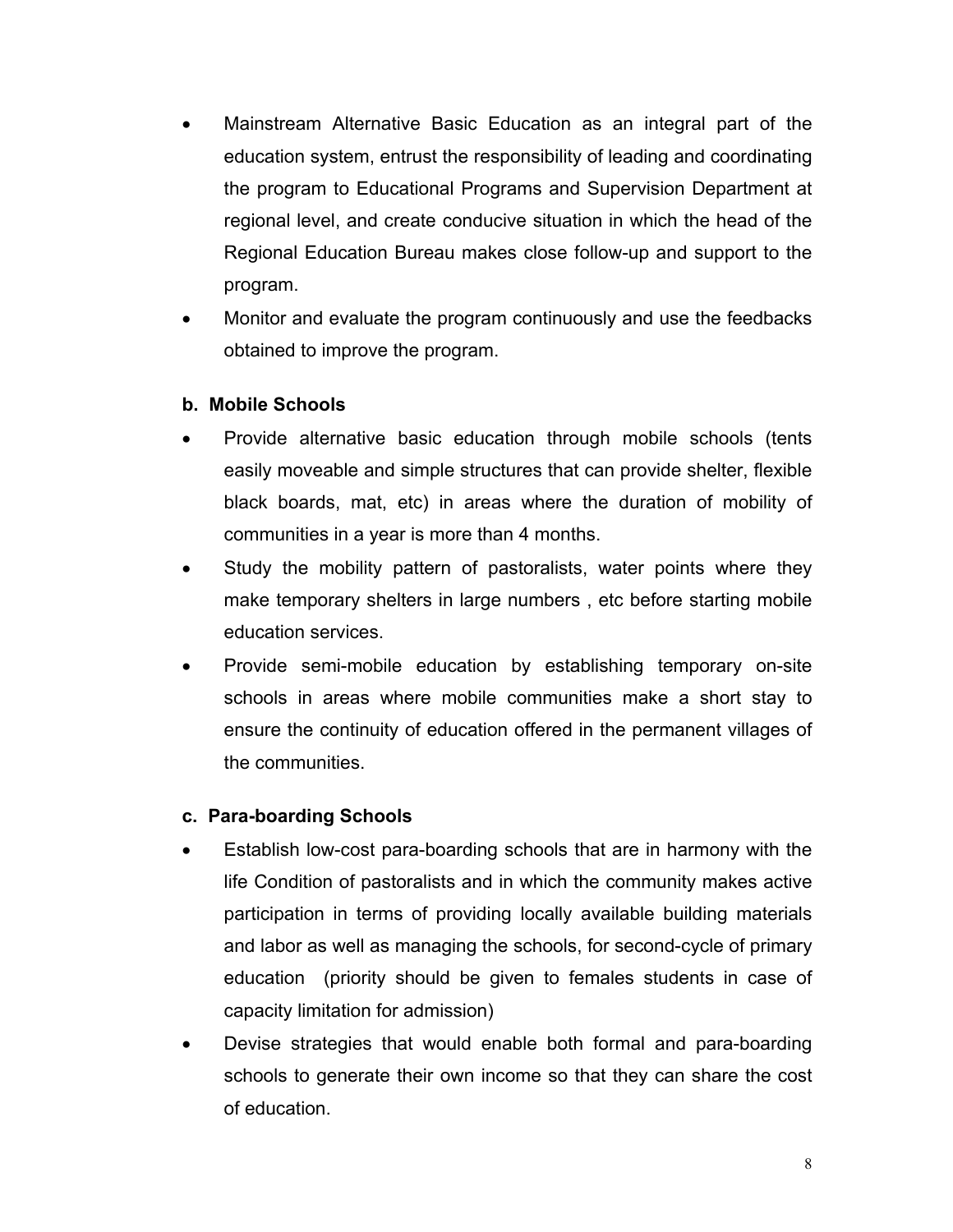- Mainstream Alternative Basic Education as an integral part of the education system, entrust the responsibility of leading and coordinating the program to Educational Programs and Supervision Department at regional level, and create conducive situation in which the head of the Regional Education Bureau makes close follow-up and support to the program.
- Monitor and evaluate the program continuously and use the feedbacks obtained to improve the program.

**b. Mobile Schools**

- Provide alternative basic education through mobile schools (tents easily moveable and simple structures that can provide shelter, flexible black boards, mat, etc) in areas where the duration of mobility of communities in a year is more than 4 months.
- Study the mobility pattern of pastoralists, water points where they make temporary shelters in large numbers , etc before starting mobile education services.
- Provide semi-mobile education by establishing temporary on-site schools in areas where mobile communities make a short stay to ensure the continuity of education offered in the permanent villages of the communities.

**c. Para-boarding Schools**

- Establish low-cost para-boarding schools that are in harmony with the life Condition of pastoralists and in which the community makes active participation in terms of providing locally available building materials and labor as well as managing the schools, for second-cycle of primary education (priority should be given to females students in case of capacity limitation for admission)
- Devise strategies that would enable both formal and para-boarding schools to generate their own income so that they can share the cost of education.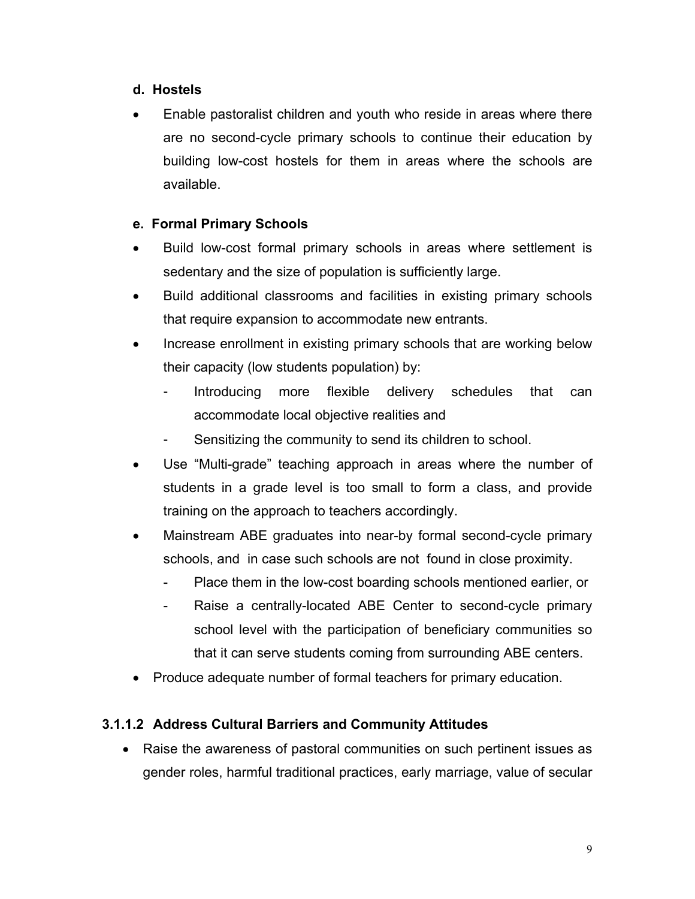**d. Hostels**

- Enable pastoralist children and youth who reside in areas where there are no second-cycle primary schools to continue their education by building low-cost hostels for them in areas where the schools are available.

**e. Formal Primary Schools**

- Build low-cost formal primary schools in areas where settlement is sedentary and the size of population is sufficiently large.
- Build additional classrooms and facilities in existing primary schools that require expansion to accommodate new entrants.
- Increase enrollment in existing primary schools that are working below their capacity (low students population) by:
  - Introducing more flexible delivery schedules that can accommodate local objective realities and
  - Sensitizing the community to send its children to school.
- Use "Multi-grade" teaching approach in areas where the number of students in a grade level is too small to form a class, and provide training on the approach to teachers accordingly.
- Mainstream ABE graduates into near-by formal second-cycle primary schools, and in case such schools are not found in close proximity.
  - Place them in the low-cost boarding schools mentioned earlier, or
  - Raise a centrally-located ABE Center to second-cycle primary school level with the participation of beneficiary communities so that it can serve students coming from surrounding ABE centers.
- Produce adequate number of formal teachers for primary education.

#### 3.1.1.2 Address Cultural Barriers and Community Attitudes

- Raise the awareness of pastoral communities on such pertinent issues as gender roles, harmful traditional practices, early marriage, value of secular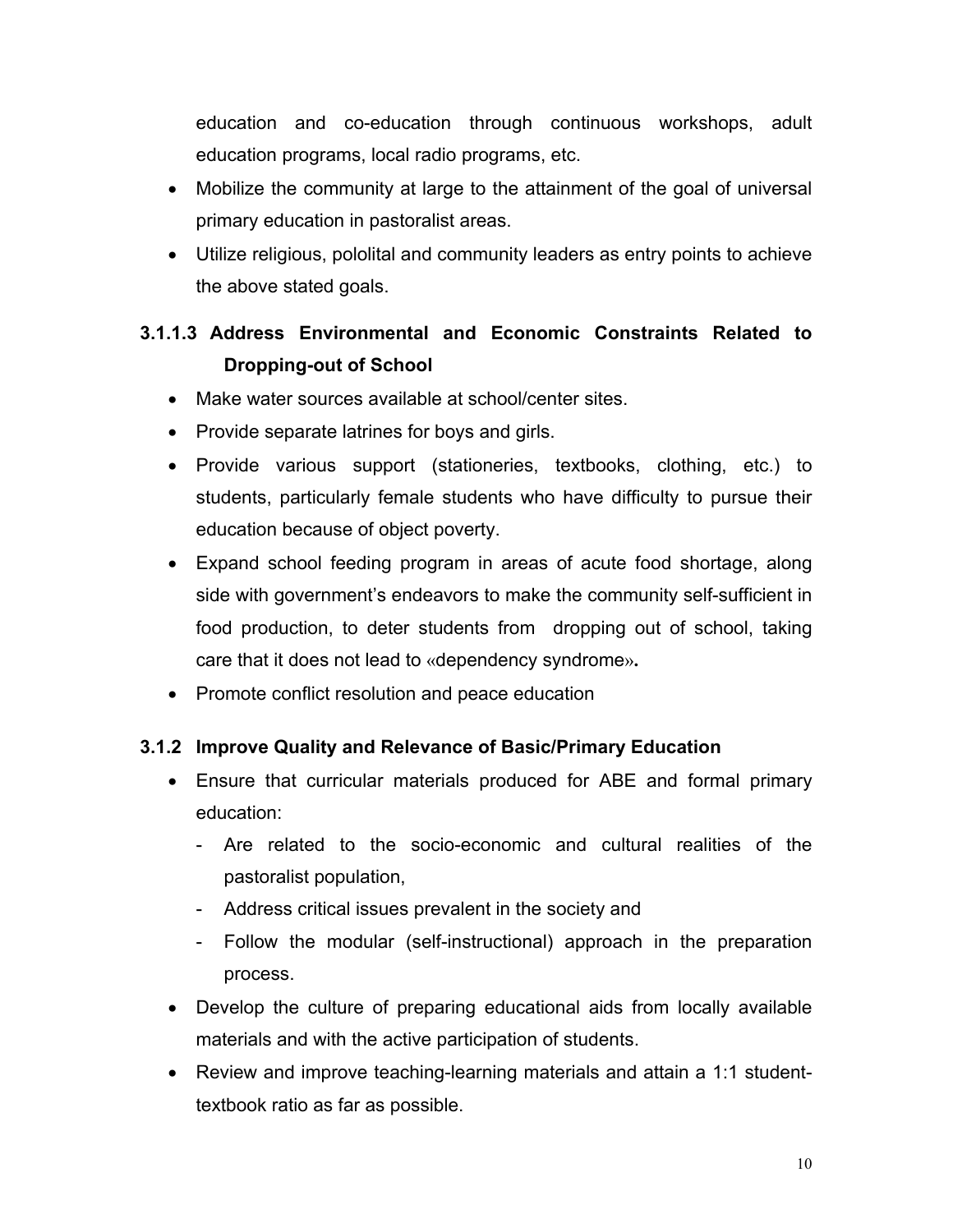education and co-education through continuous workshops, adult education programs, local radio programs, etc.

- Mobilize the community at large to the attainment of the goal of universal primary education in pastoralist areas.
- Utilize religious, pololital and community leaders as entry points to achieve the above stated goals.

#### 3.1.1.3 Address Environmental and Economic Constraints Related to Dropping-out of School

- Make water sources available at school/center sites.
- Provide separate latrines for boys and girls.
- Provide various support (stationeries, textbooks, clothing, etc.) to students, particularly female students who have difficulty to pursue their education because of object poverty.
- Expand school feeding program in areas of acute food shortage, along side with government's endeavors to make the community self-sufficient in food production, to deter students from dropping out of school, taking care that it does not lead to «dependency syndrome»**.**
- Promote conflict resolution and peace education

### 3.1.2 Improve Quality and Relevance of Basic/Primary Education

- Ensure that curricular materials produced for ABE and formal primary education:
  - Are related to the socio-economic and cultural realities of the pastoralist population,
  - Address critical issues prevalent in the society and
  - Follow the modular (self-instructional) approach in the preparation process.
- Develop the culture of preparing educational aids from locally available materials and with the active participation of students.
- Review and improve teaching-learning materials and attain a 1:1 student-textbook ratio as far as possible.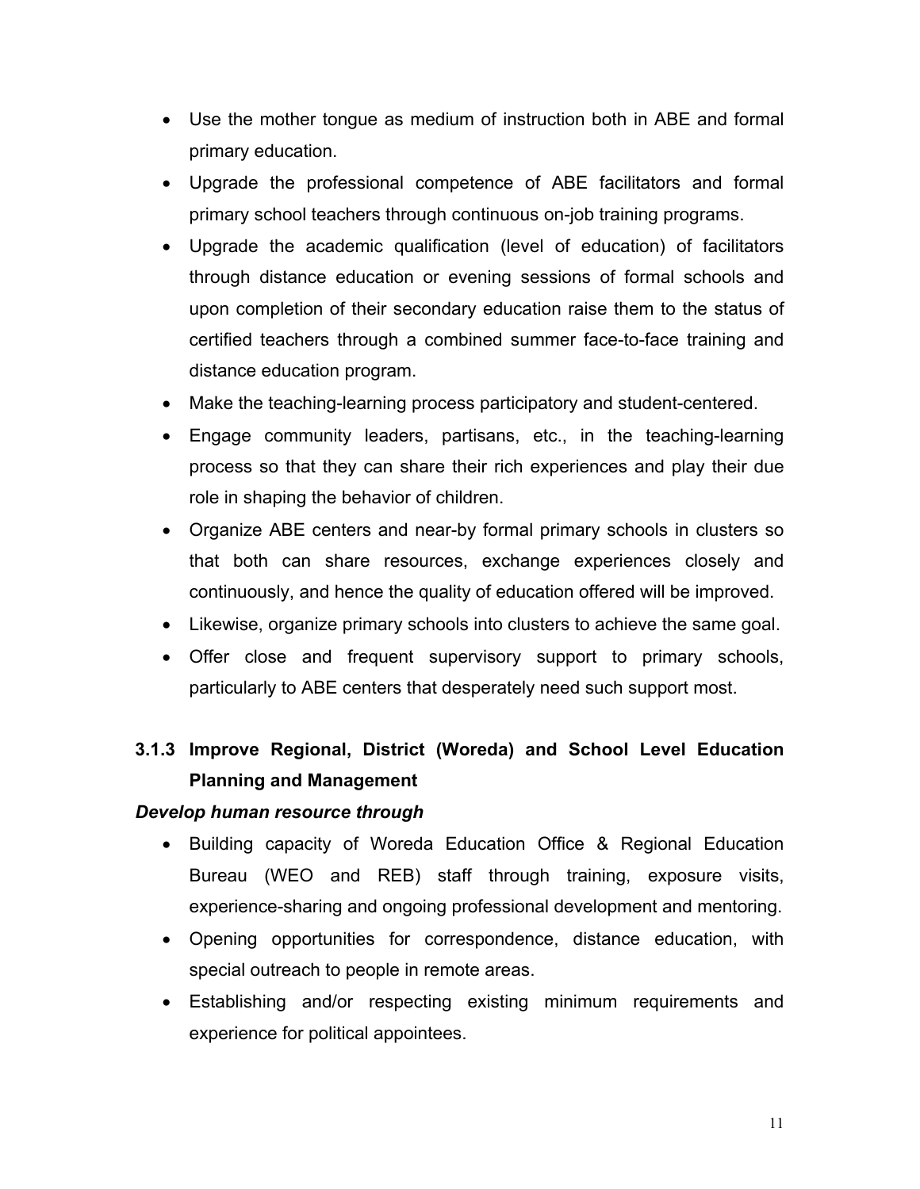- Use the mother tongue as medium of instruction both in ABE and formal primary education.
- Upgrade the professional competence of ABE facilitators and formal primary school teachers through continuous on-job training programs.
- Upgrade the academic qualification (level of education) of facilitators through distance education or evening sessions of formal schools and upon completion of their secondary education raise them to the status of certified teachers through a combined summer face-to-face training and distance education program.
- Make the teaching-learning process participatory and student-centered.
- Engage community leaders, partisans, etc., in the teaching-learning process so that they can share their rich experiences and play their due role in shaping the behavior of children.
- Organize ABE centers and near-by formal primary schools in clusters so that both can share resources, exchange experiences closely and continuously, and hence the quality of education offered will be improved.
- Likewise, organize primary schools into clusters to achieve the same goal.
- Offer close and frequent supervisory support to primary schools, particularly to ABE centers that desperately need such support most.

### 3.1.3 Improve Regional, District (Woreda) and School Level Education Planning and Management

***Develop human resource through***

- Building capacity of Woreda Education Office & Regional Education Bureau (WEO and REB) staff through training, exposure visits, experience-sharing and ongoing professional development and mentoring.
- Opening opportunities for correspondence, distance education, with special outreach to people in remote areas.
- Establishing and/or respecting existing minimum requirements and experience for political appointees.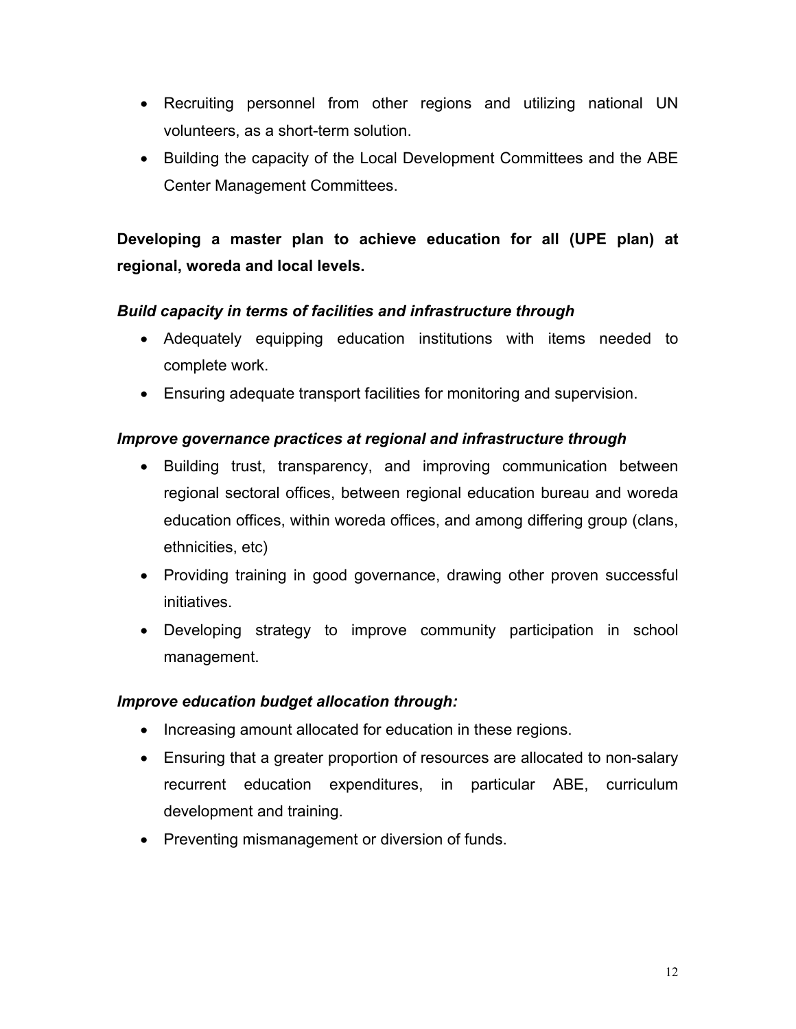- Recruiting personnel from other regions and utilizing national UN volunteers, as a short-term solution.
- Building the capacity of the Local Development Committees and the ABE Center Management Committees.

**Developing a master plan to achieve education for all (UPE plan) at regional, woreda and local levels.**

***Build capacity in terms of facilities and infrastructure through***

- Adequately equipping education institutions with items needed to complete work.
- Ensuring adequate transport facilities for monitoring and supervision.

***Improve governance practices at regional and infrastructure through***

- Building trust, transparency, and improving communication between regional sectoral offices, between regional education bureau and woreda education offices, within woreda offices, and among differing group (clans, ethnicities, etc)
- Providing training in good governance, drawing other proven successful initiatives.
- Developing strategy to improve community participation in school management.

***Improve education budget allocation through:***

- Increasing amount allocated for education in these regions.
- Ensuring that a greater proportion of resources are allocated to non-salary recurrent education expenditures, in particular ABE, curriculum development and training.
- Preventing mismanagement or diversion of funds.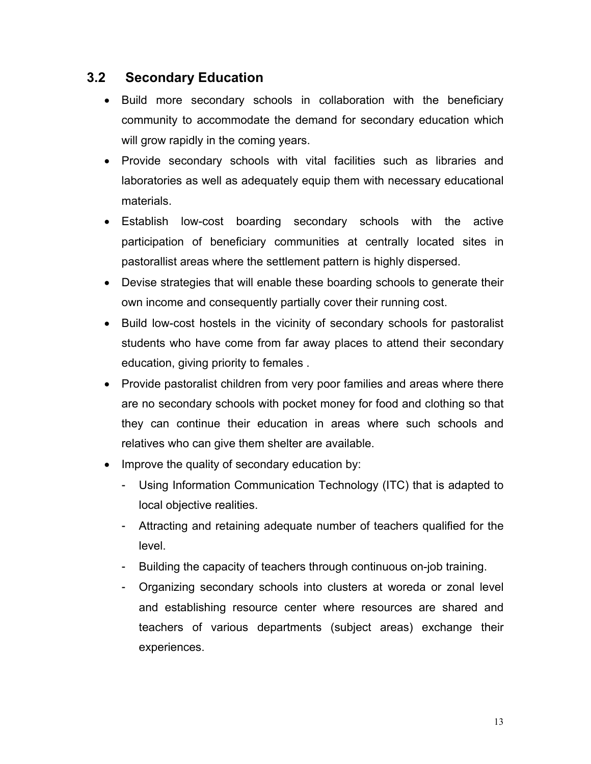## 3.2 Secondary Education

- Build more secondary schools in collaboration with the beneficiary community to accommodate the demand for secondary education which will grow rapidly in the coming years.
- Provide secondary schools with vital facilities such as libraries and laboratories as well as adequately equip them with necessary educational materials.
- Establish low-cost boarding secondary schools with the active participation of beneficiary communities at centrally located sites in pastorallist areas where the settlement pattern is highly dispersed.
- Devise strategies that will enable these boarding schools to generate their own income and consequently partially cover their running cost.
- Build low-cost hostels in the vicinity of secondary schools for pastoralist students who have come from far away places to attend their secondary education, giving priority to females .
- Provide pastoralist children from very poor families and areas where there are no secondary schools with pocket money for food and clothing so that they can continue their education in areas where such schools and relatives who can give them shelter are available.
- Improve the quality of secondary education by:
  - Using Information Communication Technology (ITC) that is adapted to local objective realities.
  - Attracting and retaining adequate number of teachers qualified for the level.
  - Building the capacity of teachers through continuous on-job training.
  - Organizing secondary schools into clusters at woreda or zonal level and establishing resource center where resources are shared and teachers of various departments (subject areas) exchange their experiences.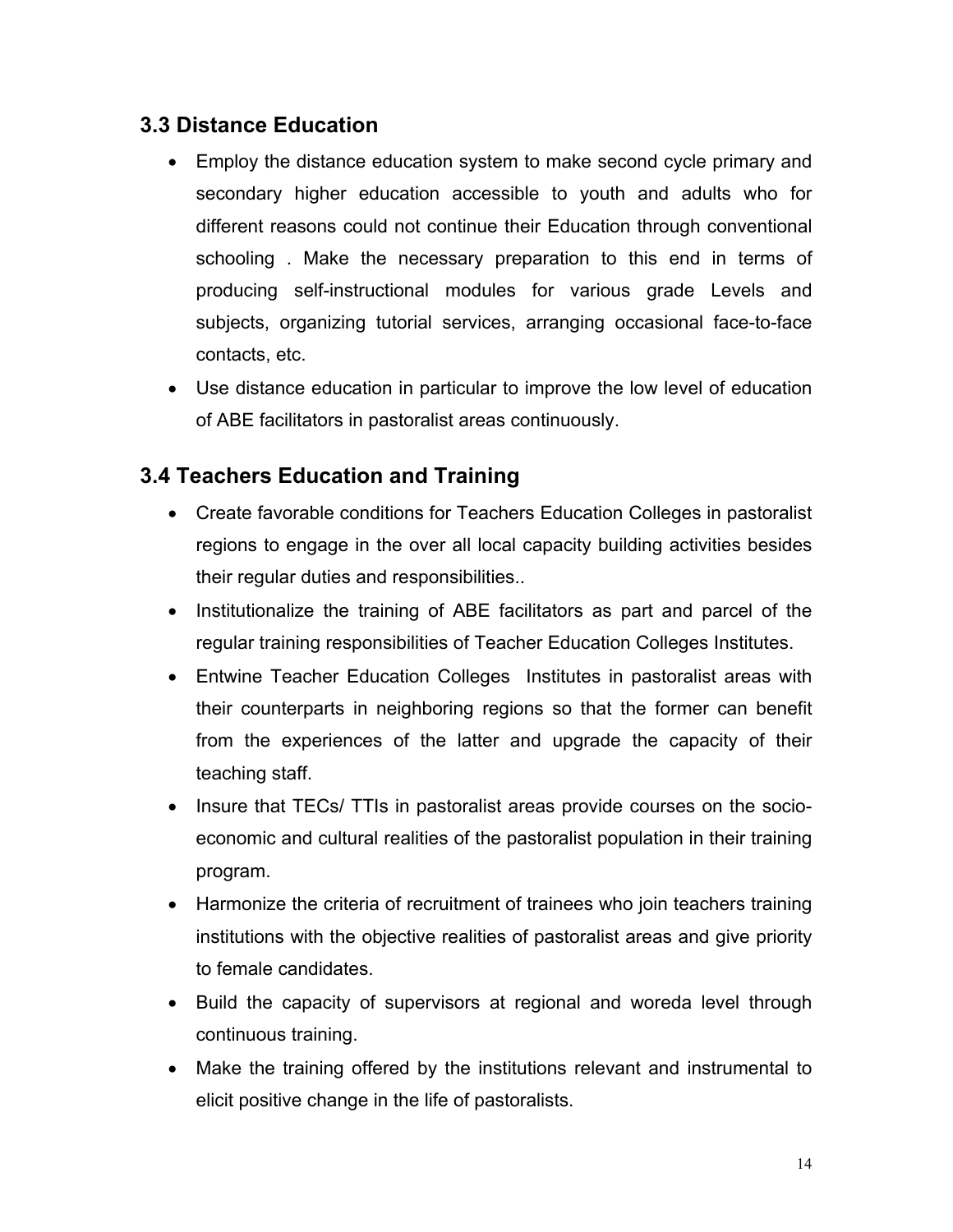### 3.3 Distance Education

- Employ the distance education system to make second cycle primary and secondary higher education accessible to youth and adults who for different reasons could not continue their Education through conventional schooling . Make the necessary preparation to this end in terms of producing self-instructional modules for various grade Levels and subjects, organizing tutorial services, arranging occasional face-to-face contacts, etc.
- Use distance education in particular to improve the low level of education of ABE facilitators in pastoralist areas continuously.

### 3.4 Teachers Education and Training

- Create favorable conditions for Teachers Education Colleges in pastoralist regions to engage in the over all local capacity building activities besides their regular duties and responsibilities..
- Institutionalize the training of ABE facilitators as part and parcel of the regular training responsibilities of Teacher Education Colleges Institutes.
- Entwine Teacher Education Colleges Institutes in pastoralist areas with their counterparts in neighboring regions so that the former can benefit from the experiences of the latter and upgrade the capacity of their teaching staff.
- Insure that TECs/ TTIs in pastoralist areas provide courses on the socio-economic and cultural realities of the pastoralist population in their training program.
- Harmonize the criteria of recruitment of trainees who join teachers training institutions with the objective realities of pastoralist areas and give priority to female candidates.
- Build the capacity of supervisors at regional and woreda level through continuous training.
- Make the training offered by the institutions relevant and instrumental to elicit positive change in the life of pastoralists.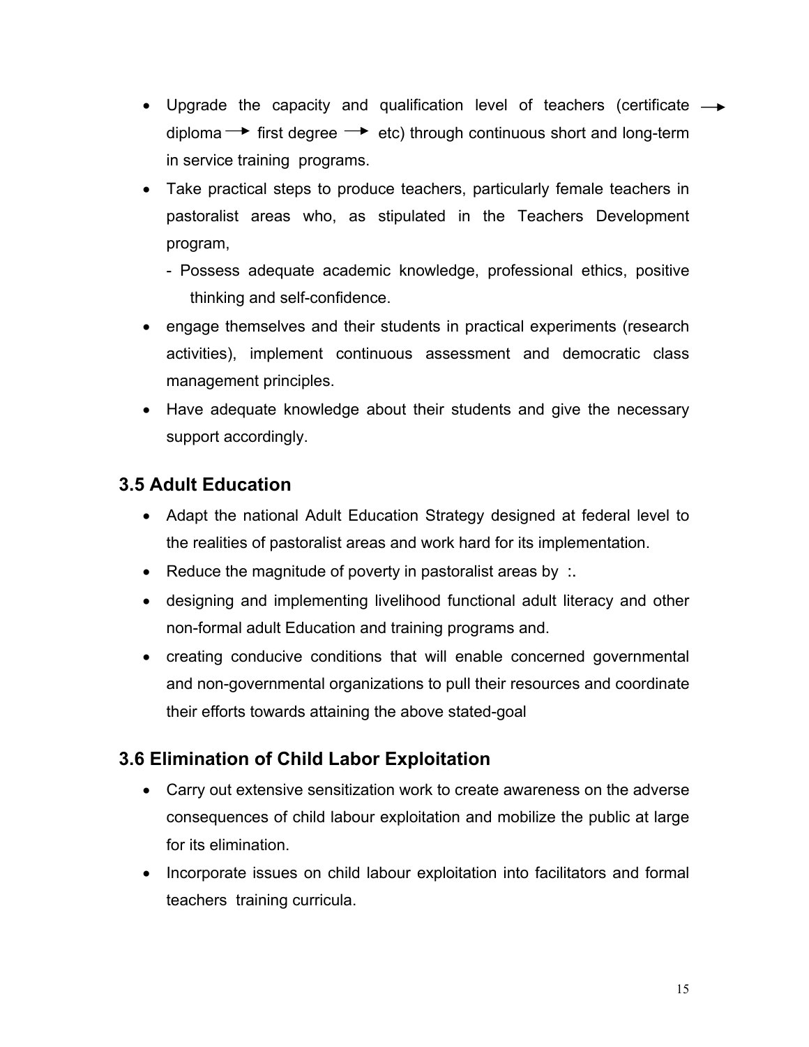- Upgrade the capacity and qualification level of teachers (certificate → diploma → first degree → etc) through continuous short and long-term in service training programs.
- Take practical steps to produce teachers, particularly female teachers in pastoralist areas who, as stipulated in the Teachers Development program,
  - Possess adequate academic knowledge, professional ethics, positive thinking and self-confidence.
- engage themselves and their students in practical experiments (research activities), implement continuous assessment and democratic class management principles.
- Have adequate knowledge about their students and give the necessary support accordingly.

## 3.5 Adult Education

- Adapt the national Adult Education Strategy designed at federal level to the realities of pastoralist areas and work hard for its implementation.
- Reduce the magnitude of poverty in pastoralist areas by :.
- designing and implementing livelihood functional adult literacy and other non-formal adult Education and training programs and.
- creating conducive conditions that will enable concerned governmental and non-governmental organizations to pull their resources and coordinate their efforts towards attaining the above stated-goal

## 3.6 Elimination of Child Labor Exploitation

- Carry out extensive sensitization work to create awareness on the adverse consequences of child labour exploitation and mobilize the public at large for its elimination.
- Incorporate issues on child labour exploitation into facilitators and formal teachers training curricula.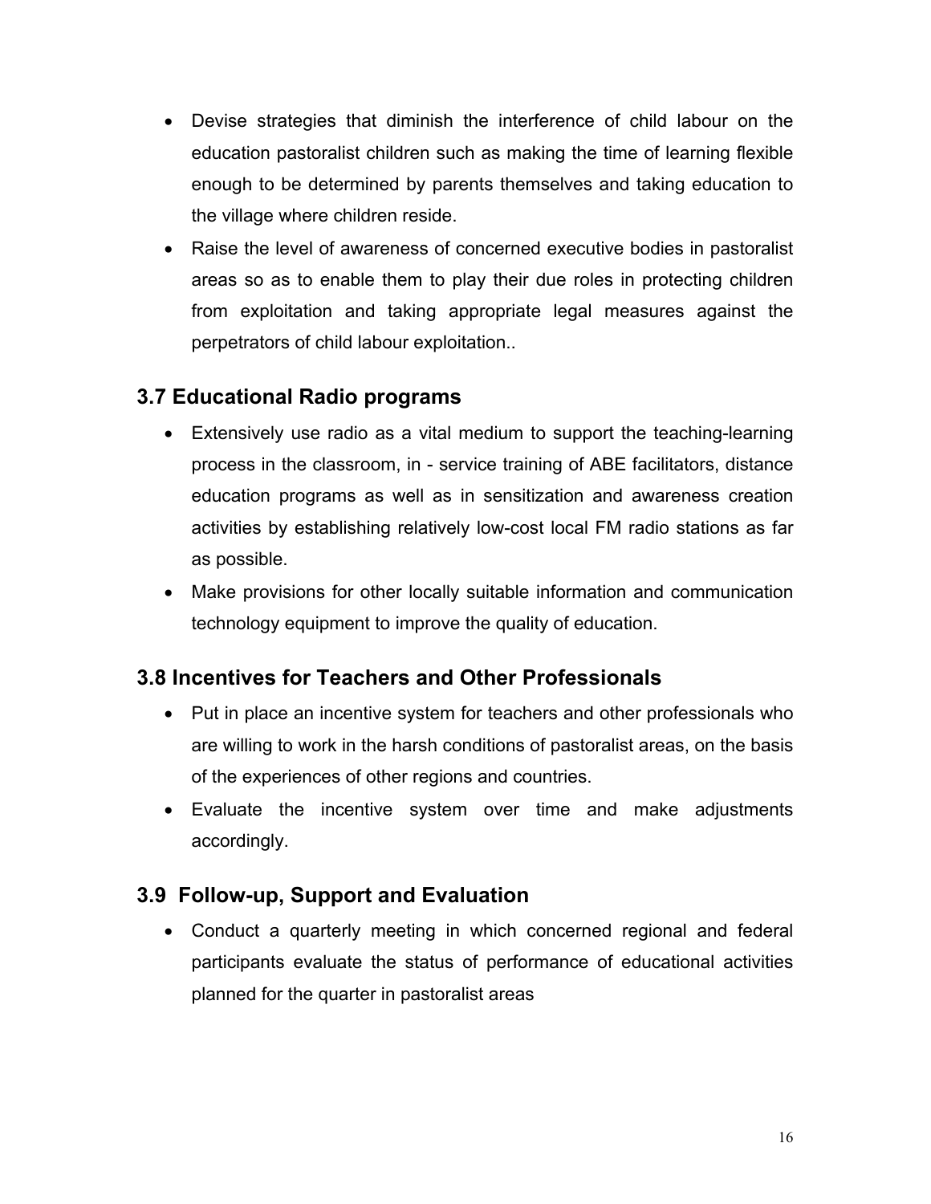- Devise strategies that diminish the interference of child labour on the education pastoralist children such as making the time of learning flexible enough to be determined by parents themselves and taking education to the village where children reside.
- Raise the level of awareness of concerned executive bodies in pastoralist areas so as to enable them to play their due roles in protecting children from exploitation and taking appropriate legal measures against the perpetrators of child labour exploitation..

## 3.7 Educational Radio programs

- Extensively use radio as a vital medium to support the teaching-learning process in the classroom, in - service training of ABE facilitators, distance education programs as well as in sensitization and awareness creation activities by establishing relatively low-cost local FM radio stations as far as possible.
- Make provisions for other locally suitable information and communication technology equipment to improve the quality of education.

## 3.8 Incentives for Teachers and Other Professionals

- Put in place an incentive system for teachers and other professionals who are willing to work in the harsh conditions of pastoralist areas, on the basis of the experiences of other regions and countries.
- Evaluate the incentive system over time and make adjustments accordingly.

## 3.9 Follow-up, Support and Evaluation

- Conduct a quarterly meeting in which concerned regional and federal participants evaluate the status of performance of educational activities planned for the quarter in pastoralist areas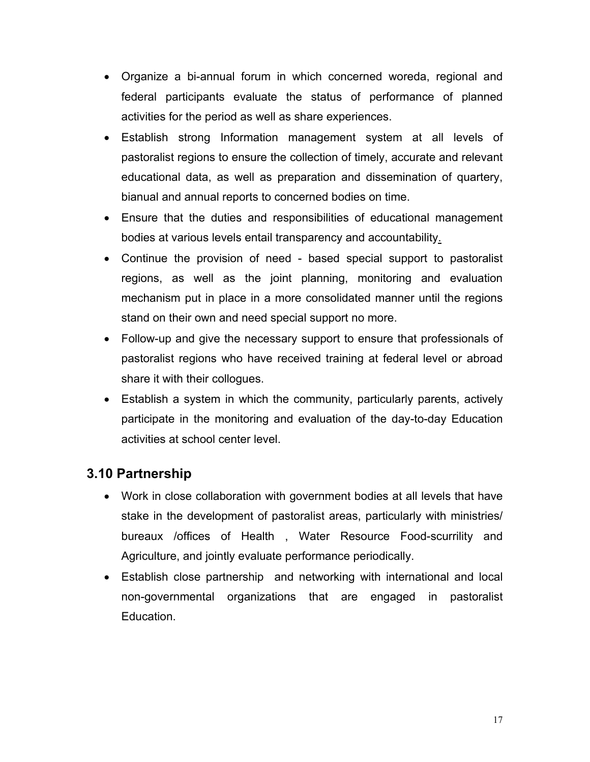- Organize a bi-annual forum in which concerned woreda, regional and federal participants evaluate the status of performance of planned activities for the period as well as share experiences.
- Establish strong Information management system at all levels of pastoralist regions to ensure the collection of timely, accurate and relevant educational data, as well as preparation and dissemination of quartery, bianual and annual reports to concerned bodies on time.
- Ensure that the duties and responsibilities of educational management bodies at various levels entail transparency and accountability.
- Continue the provision of need - based special support to pastoralist regions, as well as the joint planning, monitoring and evaluation mechanism put in place in a more consolidated manner until the regions stand on their own and need special support no more.
- Follow-up and give the necessary support to ensure that professionals of pastoralist regions who have received training at federal level or abroad share it with their collogues.
- Establish a system in which the community, particularly parents, actively participate in the monitoring and evaluation of the day-to-day Education activities at school center level.

## 3.10 Partnership

- Work in close collaboration with government bodies at all levels that have stake in the development of pastoralist areas, particularly with ministries/ bureaux /offices of Health , Water Resource Food-scurrility and Agriculture, and jointly evaluate performance periodically.
- Establish close partnership and networking with international and local non-governmental organizations that are engaged in pastoralist Education.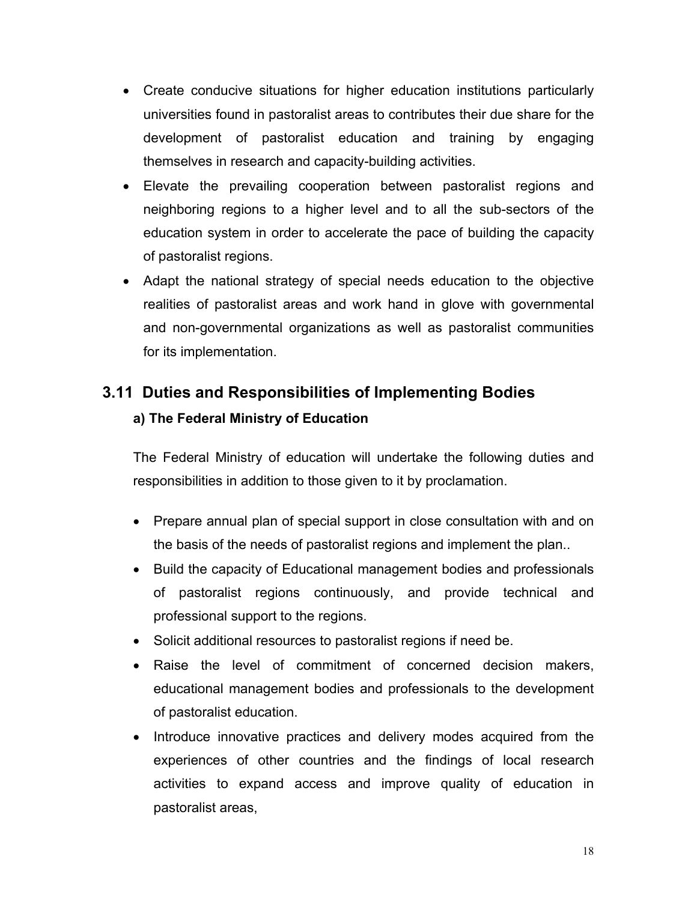- Create conducive situations for higher education institutions particularly universities found in pastoralist areas to contributes their due share for the development of pastoralist education and training by engaging themselves in research and capacity-building activities.
- Elevate the prevailing cooperation between pastoralist regions and neighboring regions to a higher level and to all the sub-sectors of the education system in order to accelerate the pace of building the capacity of pastoralist regions.
- Adapt the national strategy of special needs education to the objective realities of pastoralist areas and work hand in glove with governmental and non-governmental organizations as well as pastoralist communities for its implementation.

## 3.11 Duties and Responsibilities of Implementing Bodies

### a) The Federal Ministry of Education

The Federal Ministry of education will undertake the following duties and responsibilities in addition to those given to it by proclamation.

- Prepare annual plan of special support in close consultation with and on the basis of the needs of pastoralist regions and implement the plan..
- Build the capacity of Educational management bodies and professionals of pastoralist regions continuously, and provide technical and professional support to the regions.
- Solicit additional resources to pastoralist regions if need be.
- Raise the level of commitment of concerned decision makers, educational management bodies and professionals to the development of pastoralist education.
- Introduce innovative practices and delivery modes acquired from the experiences of other countries and the findings of local research activities to expand access and improve quality of education in pastoralist areas,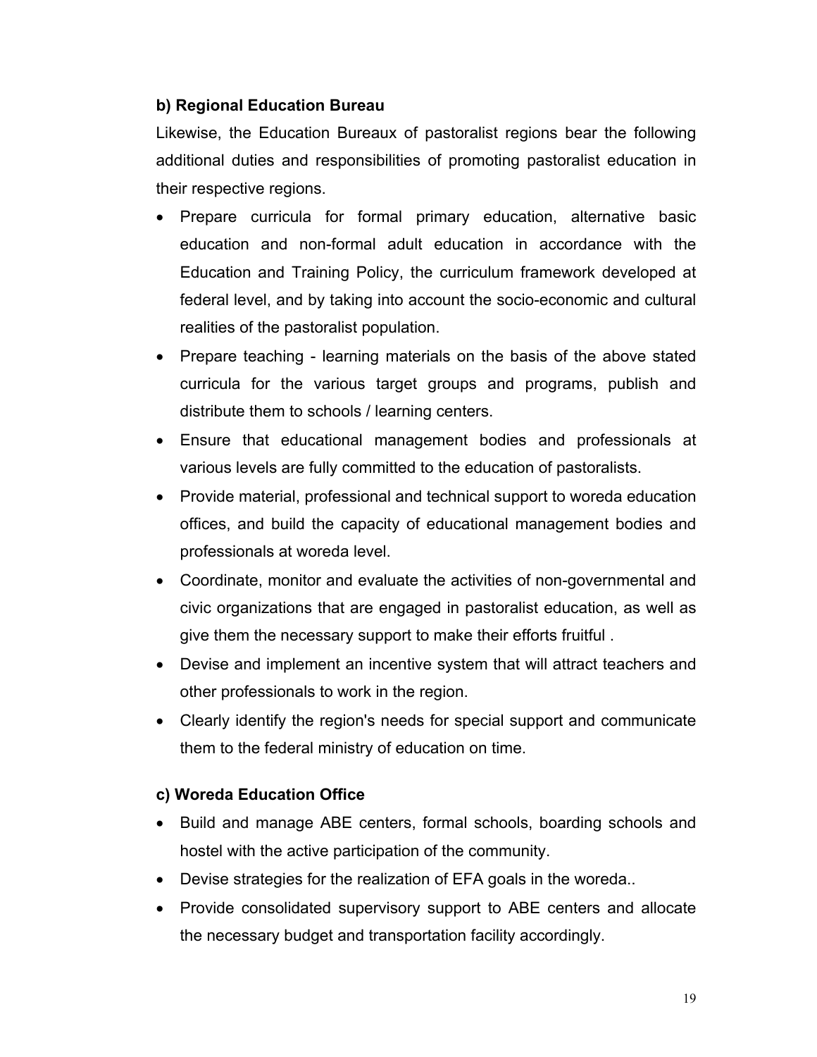**b) Regional Education Bureau**

Likewise, the Education Bureaux of pastoralist regions bear the following additional duties and responsibilities of promoting pastoralist education in their respective regions.

- Prepare curricula for formal primary education, alternative basic education and non-formal adult education in accordance with the Education and Training Policy, the curriculum framework developed at federal level, and by taking into account the socio-economic and cultural realities of the pastoralist population.
- Prepare teaching - learning materials on the basis of the above stated curricula for the various target groups and programs, publish and distribute them to schools / learning centers.
- Ensure that educational management bodies and professionals at various levels are fully committed to the education of pastoralists.
- Provide material, professional and technical support to woreda education offices, and build the capacity of educational management bodies and professionals at woreda level.
- Coordinate, monitor and evaluate the activities of non-governmental and civic organizations that are engaged in pastoralist education, as well as give them the necessary support to make their efforts fruitful .
- Devise and implement an incentive system that will attract teachers and other professionals to work in the region.
- Clearly identify the region's needs for special support and communicate them to the federal ministry of education on time.

**c) Woreda Education Office**

- Build and manage ABE centers, formal schools, boarding schools and hostel with the active participation of the community.
- Devise strategies for the realization of EFA goals in the woreda..
- Provide consolidated supervisory support to ABE centers and allocate the necessary budget and transportation facility accordingly.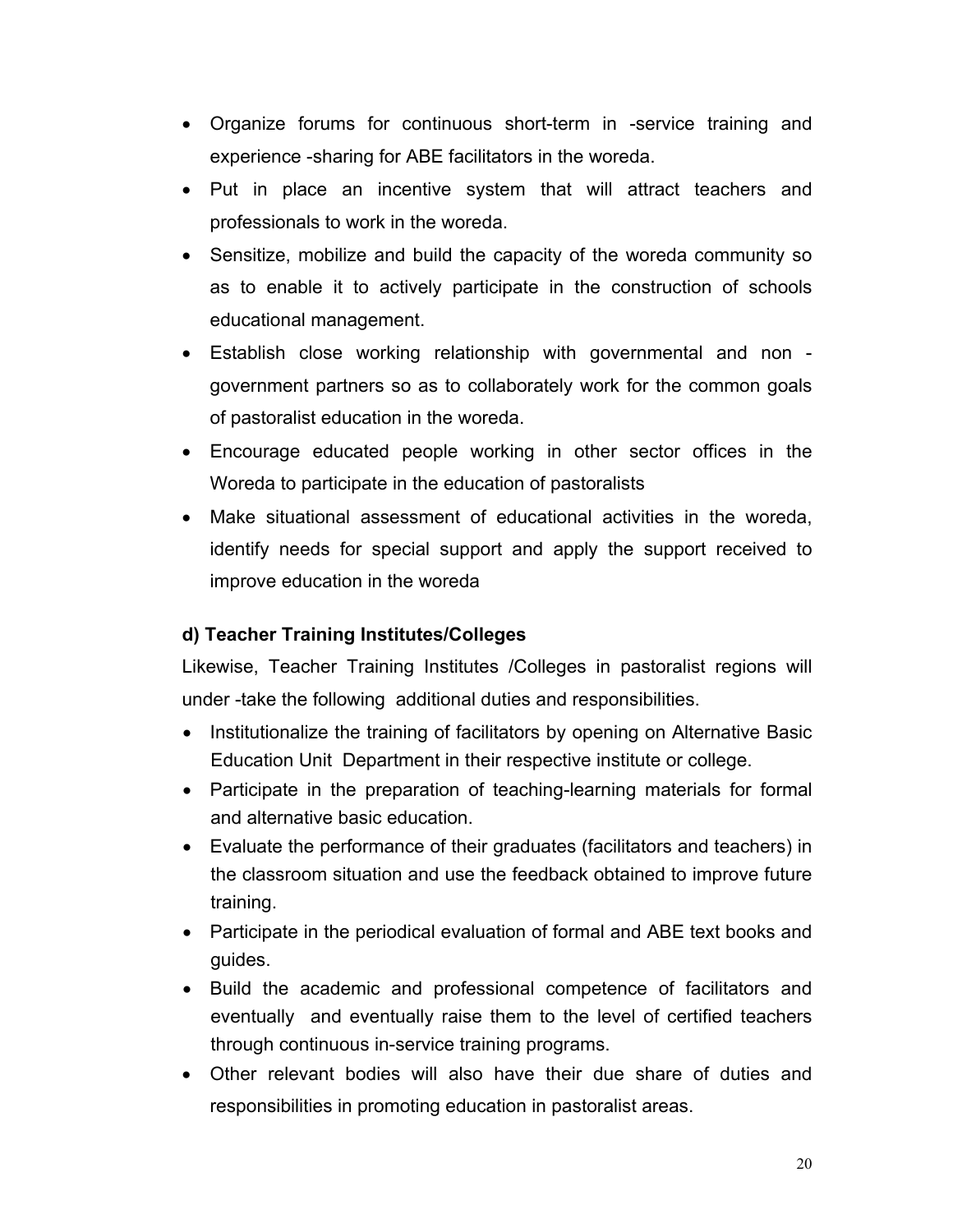- Organize forums for continuous short-term in -service training and experience -sharing for ABE facilitators in the woreda.
- Put in place an incentive system that will attract teachers and professionals to work in the woreda.
- Sensitize, mobilize and build the capacity of the woreda community so as to enable it to actively participate in the construction of schools educational management.
- Establish close working relationship with governmental and non - government partners so as to collaborately work for the common goals of pastoralist education in the woreda.
- Encourage educated people working in other sector offices in the Woreda to participate in the education of pastoralists
- Make situational assessment of educational activities in the woreda, identify needs for special support and apply the support received to improve education in the woreda

**d) Teacher Training Institutes/Colleges**

Likewise, Teacher Training Institutes /Colleges in pastoralist regions will under -take the following additional duties and responsibilities.

- Institutionalize the training of facilitators by opening on Alternative Basic Education Unit Department in their respective institute or college.
- Participate in the preparation of teaching-learning materials for formal and alternative basic education.
- Evaluate the performance of their graduates (facilitators and teachers) in the classroom situation and use the feedback obtained to improve future training.
- Participate in the periodical evaluation of formal and ABE text books and guides.
- Build the academic and professional competence of facilitators and eventually and eventually raise them to the level of certified teachers through continuous in-service training programs.
- Other relevant bodies will also have their due share of duties and responsibilities in promoting education in pastoralist areas.